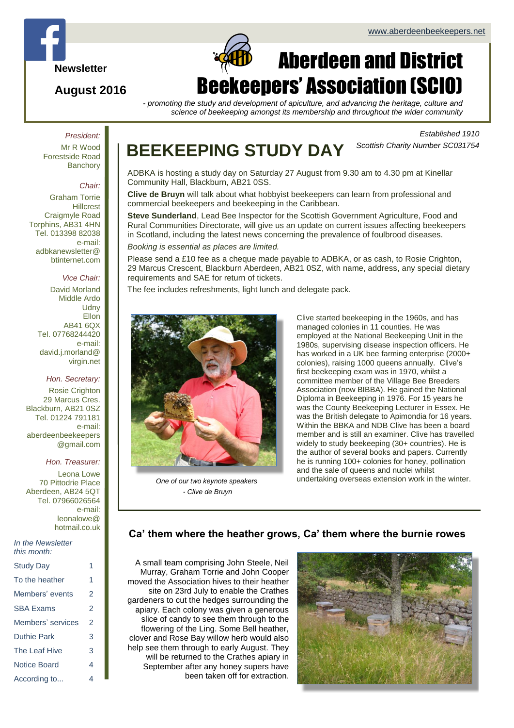www.aberdeenbeekeepers.net

Newsletter

**August 2016**

# Aberdeen and District Beekeepers' Association (SCIO)

*- promoting the study and development of apiculture, and advancing the heritage, culture and science of beekeeping amongst its membership and throughout the wider community*

*Established 1910*

*Scottish Charity Number SC031754*

*President:*
Mr R Wood
Forestside Road
Banchory

*Chair:*
Graham Torrie
Hillcrest
Craigmyle Road
Torphins, AB31 4HN
Tel. 013398 82038
e-mail:
adbkanewsletter@btinternet.com

*Vice Chair:*
David Morland
Middle Ardo
Udny
Ellon
AB41 6QX
Tel. 07768244420
e-mail:
david.j.morland@virgin.net

*Hon. Secretary:*
Rosie Crighton
29 Marcus Cres.
Blackburn, AB21 0SZ
Tel. 01224 791181
e-mail:
aberdeenbeekeepers@gmail.com

*Hon. Treasurer:*
Leona Lowe
70 Pittodrie Place
Aberdeen, AB24 5QT
Tel. 07966026564
e-mail:
leonalowe@hotmail.co.uk

*In the Newsletter this month:*

| | |
|---|---|
| Study Day | 1 |
| To the heather | 1 |
| Members' events | 2 |
| SBA Exams | 2 |
| Members' services | 2 |
| Duthie Park | 3 |
| The Leaf Hive | 3 |
| Notice Board | 4 |
| According to... | 4 |

## BEEKEEPING STUDY DAY

ADBKA is hosting a study day on Saturday 27 August from 9.30 am to 4.30 pm at Kinellar Community Hall, Blackburn, AB21 0SS.

**Clive de Bruyn** will talk about what hobbyist beekeepers can learn from professional and commercial beekeepers and beekeeping in the Caribbean.

**Steve Sunderland**, Lead Bee Inspector for the Scottish Government Agriculture, Food and Rural Communities Directorate, will give us an update on current issues affecting beekeepers in Scotland, including the latest news concerning the prevalence of foulbrood diseases.

*Booking is essential as places are limited.*

Please send a £10 fee as a cheque made payable to ADBKA, or as cash, to Rosie Crighton, 29 Marcus Crescent, Blackburn Aberdeen, AB21 0SZ, with name, address, any special dietary requirements and SAE for return of tickets.

The fee includes refreshments, light lunch and delegate pack.

*One of our two keynote speakers - Clive de Bruyn*

Clive started beekeeping in the 1960s, and has managed colonies in 11 counties. He was employed at the National Beekeeping Unit in the 1980s, supervising disease inspection officers. He has worked in a UK bee farming enterprise (2000+ colonies), raising 1000 queens annually. Clive's first beekeeping exam was in 1970, whilst a committee member of the Village Bee Breeders Association (now BIBBA). He gained the National Diploma in Beekeeping in 1976. For 15 years he was the County Beekeeping Lecturer in Essex. He was the British delegate to Apimondia for 16 years. Within the BBKA and NDB Clive has been a board member and is still an examiner. Clive has travelled widely to study beekeeping (30+ countries). He is the author of several books and papers. Currently he is running 100+ colonies for honey, pollination and the sale of queens and nuclei whilst undertaking overseas extension work in the winter.

### Ca' them where the heather grows, Ca' them where the burnie rowes

A small team comprising John Steele, Neil Murray, Graham Torrie and John Cooper moved the Association hives to their heather site on 23rd July to enable the Crathes gardeners to cut the hedges surrounding the apiary. Each colony was given a generous slice of candy to see them through to the flowering of the Ling. Some Bell heather, clover and Rose Bay willow herb would also help see them through to early August. They will be returned to the Crathes apiary in September after any honey supers have been taken off for extraction.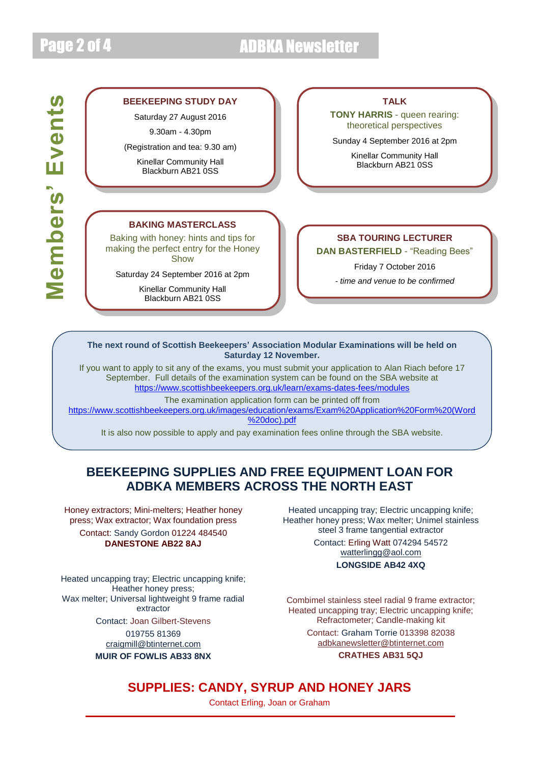# Members' Events

### BEEKEEPING STUDY DAY

Saturday 27 August 2016

9.30am - 4.30pm

(Registration and tea: 9.30 am)

Kinellar Community Hall
Blackburn AB21 0SS

### TALK

**TONY HARRIS** - queen rearing: theoretical perspectives

Sunday 4 September 2016 at 2pm

Kinellar Community Hall
Blackburn AB21 0SS

### BAKING MASTERCLASS

Baking with honey: hints and tips for making the perfect entry for the Honey Show

Saturday 24 September 2016 at 2pm

Kinellar Community Hall
Blackburn AB21 0SS

### SBA TOURING LECTURER

**DAN BASTERFIELD** - "Reading Bees"

Friday 7 October 2016

*- time and venue to be confirmed*

**The next round of Scottish Beekeepers' Association Modular Examinations will be held on Saturday 12 November.**

If you want to apply to sit any of the exams, you must submit your application to Alan Riach before 17 September. Full details of the examination system can be found on the SBA website at https://www.scottishbeekeepers.org.uk/learn/exams-dates-fees/modules

The examination application form can be printed off from https://www.scottishbeekeepers.org.uk/images/education/exams/Exam%20Application%20Form%20(Word%20doc).pdf

It is also now possible to apply and pay examination fees online through the SBA website.

## BEEKEEPING SUPPLIES AND FREE EQUIPMENT LOAN FOR ADBKA MEMBERS ACROSS THE NORTH EAST

Honey extractors; Mini-melters; Heather honey press; Wax extractor; Wax foundation press

Contact: Sandy Gordon 01224 484540

**DANESTONE AB22 8AJ**

Heated uncapping tray; Electric uncapping knife; Heather honey press; Wax melter; Unimel stainless steel 3 frame tangential extractor

Contact: Erling Watt 074294 54572
watterlingg@aol.com

**LONGSIDE AB42 4XQ**

Heated uncapping tray; Electric uncapping knife; Heather honey press;
Wax melter; Universal lightweight 9 frame radial extractor

Contact: Joan Gilbert-Stevens

019755 81369
craigmill@btinternet.com

**MUIR OF FOWLIS AB33 8NX**

Combimel stainless steel radial 9 frame extractor; Heated uncapping tray; Electric uncapping knife; Refractometer; Candle-making kit

Contact: Graham Torrie 013398 82038
adbkanewsletter@btinternet.com

**CRATHES AB31 5QJ**

## SUPPLIES: CANDY, SYRUP AND HONEY JARS

Contact Erling, Joan or Graham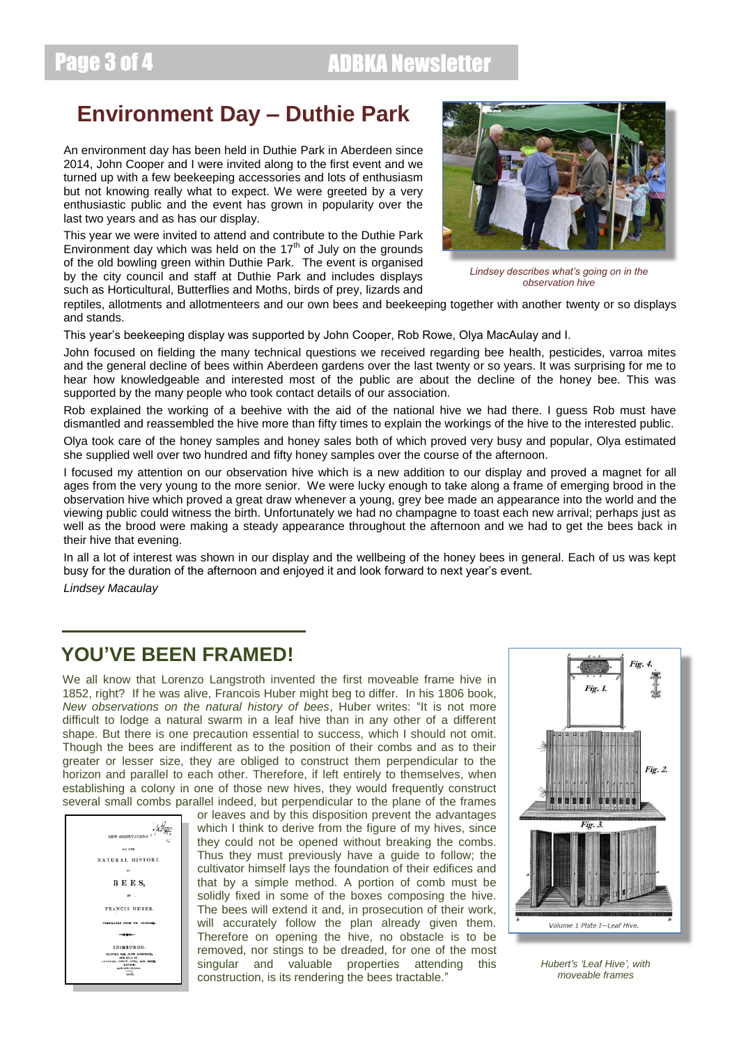## Environment Day – Duthie Park

An environment day has been held in Duthie Park in Aberdeen since 2014, John Cooper and I were invited along to the first event and we turned up with a few beekeeping accessories and lots of enthusiasm but not knowing really what to expect. We were greeted by a very enthusiastic public and the event has grown in popularity over the last two years and as has our display.

This year we were invited to attend and contribute to the Duthie Park Environment day which was held on the 17th of July on the grounds of the old bowling green within Duthie Park. The event is organised by the city council and staff at Duthie Park and includes displays such as Horticultural, Butterflies and Moths, birds of prey, lizards and reptiles, allotments and allotmenteers and our own bees and beekeeping together with another twenty or so displays and stands.

*Lindsey describes what's going on in the observation hive*

This year's beekeeping display was supported by John Cooper, Rob Rowe, Olya MacAulay and I.

John focused on fielding the many technical questions we received regarding bee health, pesticides, varroa mites and the general decline of bees within Aberdeen gardens over the last twenty or so years. It was surprising for me to hear how knowledgeable and interested most of the public are about the decline of the honey bee. This was supported by the many people who took contact details of our association.

Rob explained the working of a beehive with the aid of the national hive we had there. I guess Rob must have dismantled and reassembled the hive more than fifty times to explain the workings of the hive to the interested public.

Olya took care of the honey samples and honey sales both of which proved very busy and popular, Olya estimated she supplied well over two hundred and fifty honey samples over the course of the afternoon.

I focused my attention on our observation hive which is a new addition to our display and proved a magnet for all ages from the very young to the more senior. We were lucky enough to take along a frame of emerging brood in the observation hive which proved a great draw whenever a young, grey bee made an appearance into the world and the viewing public could witness the birth. Unfortunately we had no champagne to toast each new arrival; perhaps just as well as the brood were making a steady appearance throughout the afternoon and we had to get the bees back in their hive that evening.

In all a lot of interest was shown in our display and the wellbeing of the honey bees in general. Each of us was kept busy for the duration of the afternoon and enjoyed it and look forward to next year's event.

*Lindsey Macaulay*

## YOU'VE BEEN FRAMED!

We all know that Lorenzo Langstroth invented the first moveable frame hive in 1852, right? If he was alive, Francois Huber might beg to differ. In his 1806 book, *New observations on the natural history of bees*, Huber writes: "It is not more difficult to lodge a natural swarm in a leaf hive than in any other of a different shape. But there is one precaution essential to success, which I should not omit. Though the bees are indifferent as to the position of their combs and as to their greater or lesser size, they are obliged to construct them perpendicular to the horizon and parallel to each other. Therefore, if left entirely to themselves, when establishing a colony in one of those new hives, they would frequently construct several small combs parallel indeed, but perpendicular to the plane of the frames or leaves and by this disposition prevent the advantages which I think to derive from the figure of my hives, since they could not be opened without breaking the combs. Thus they must previously have a guide to follow; the cultivator himself lays the foundation of their edifices and that by a simple method. A portion of comb must be solidly fixed in some of the boxes composing the hive. The bees will extend it and, in prosecution of their work, will accurately follow the plan already given them. Therefore on opening the hive, no obstacle is to be removed, nor stings to be dreaded, for one of the most singular and valuable properties attending this construction, is its rendering the bees tractable."

*Hubert's 'Leaf Hive', with moveable frames*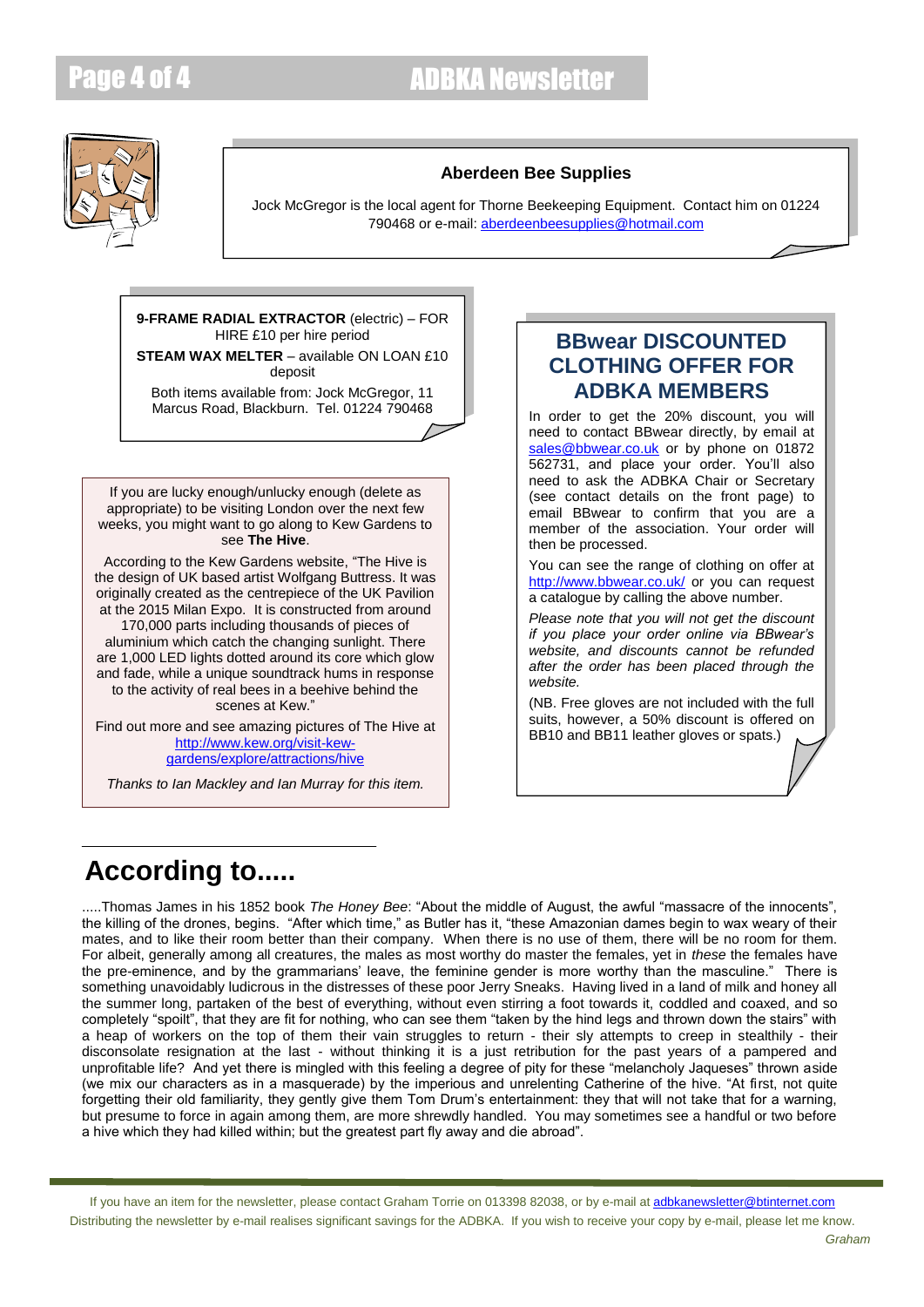## Aberdeen Bee Supplies

Jock McGregor is the local agent for Thorne Beekeeping Equipment. Contact him on 01224 790468 or e-mail: aberdeenbeesupplies@hotmail.com

**9-FRAME RADIAL EXTRACTOR** (electric) – FOR HIRE £10 per hire period

**STEAM WAX MELTER** – available ON LOAN £10 deposit

Both items available from: Jock McGregor, 11 Marcus Road, Blackburn. Tel. 01224 790468

If you are lucky enough/unlucky enough (delete as appropriate) to be visiting London over the next few weeks, you might want to go along to Kew Gardens to see **The Hive**.

According to the Kew Gardens website, "The Hive is the design of UK based artist Wolfgang Buttress. It was originally created as the centrepiece of the UK Pavilion at the 2015 Milan Expo. It is constructed from around 170,000 parts including thousands of pieces of aluminium which catch the changing sunlight. There are 1,000 LED lights dotted around its core which glow and fade, while a unique soundtrack hums in response to the activity of real bees in a beehive behind the scenes at Kew."

Find out more and see amazing pictures of The Hive at http://www.kew.org/visit-kew-gardens/explore/attractions/hive

*Thanks to Ian Mackley and Ian Murray for this item.*

## BBwear DISCOUNTED CLOTHING OFFER FOR ADBKA MEMBERS

In order to get the 20% discount, you will need to contact BBwear directly, by email at sales@bbwear.co.uk or by phone on 01872 562731, and place your order. You'll also need to ask the ADBKA Chair or Secretary (see contact details on the front page) to email BBwear to confirm that you are a member of the association. Your order will then be processed.

You can see the range of clothing on offer at http://www.bbwear.co.uk/ or you can request a catalogue by calling the above number.

*Please note that you will not get the discount if you place your order online via BBwear's website, and discounts cannot be refunded after the order has been placed through the website.*

(NB. Free gloves are not included with the full suits, however, a 50% discount is offered on BB10 and BB11 leather gloves or spats.)

# According to.....

.....Thomas James in his 1852 book *The Honey Bee*: "About the middle of August, the awful "massacre of the innocents", the killing of the drones, begins. "After which time," as Butler has it, "these Amazonian dames begin to wax weary of their mates, and to like their room better than their company. When there is no use of them, there will be no room for them. For albeit, generally among all creatures, the males as most worthy do master the females, yet in *these* the females have the pre-eminence, and by the grammarians' leave, the feminine gender is more worthy than the masculine." There is something unavoidably ludicrous in the distresses of these poor Jerry Sneaks. Having lived in a land of milk and honey all the summer long, partaken of the best of everything, without even stirring a foot towards it, coddled and coaxed, and so completely "spoilt", that they are fit for nothing, who can see them "taken by the hind legs and thrown down the stairs" with a heap of workers on the top of them their vain struggles to return - their sly attempts to creep in stealthily - their disconsolate resignation at the last - without thinking it is a just retribution for the past years of a pampered and unprofitable life? And yet there is mingled with this feeling a degree of pity for these "melancholy Jaqueses" thrown aside (we mix our characters as in a masquerade) by the imperious and unrelenting Catherine of the hive. "At first, not quite forgetting their old familiarity, they gently give them Tom Drum's entertainment: they that will not take that for a warning, but presume to force in again among them, are more shrewdly handled. You may sometimes see a handful or two before a hive which they had killed within; but the greatest part fly away and die abroad".

If you have an item for the newsletter, please contact Graham Torrie on 013398 82038, or by e-mail at adbkanewsletter@btinternet.com

Distributing the newsletter by e-mail realises significant savings for the ADBKA. If you wish to receive your copy by e-mail, please let me know.

*Graham*